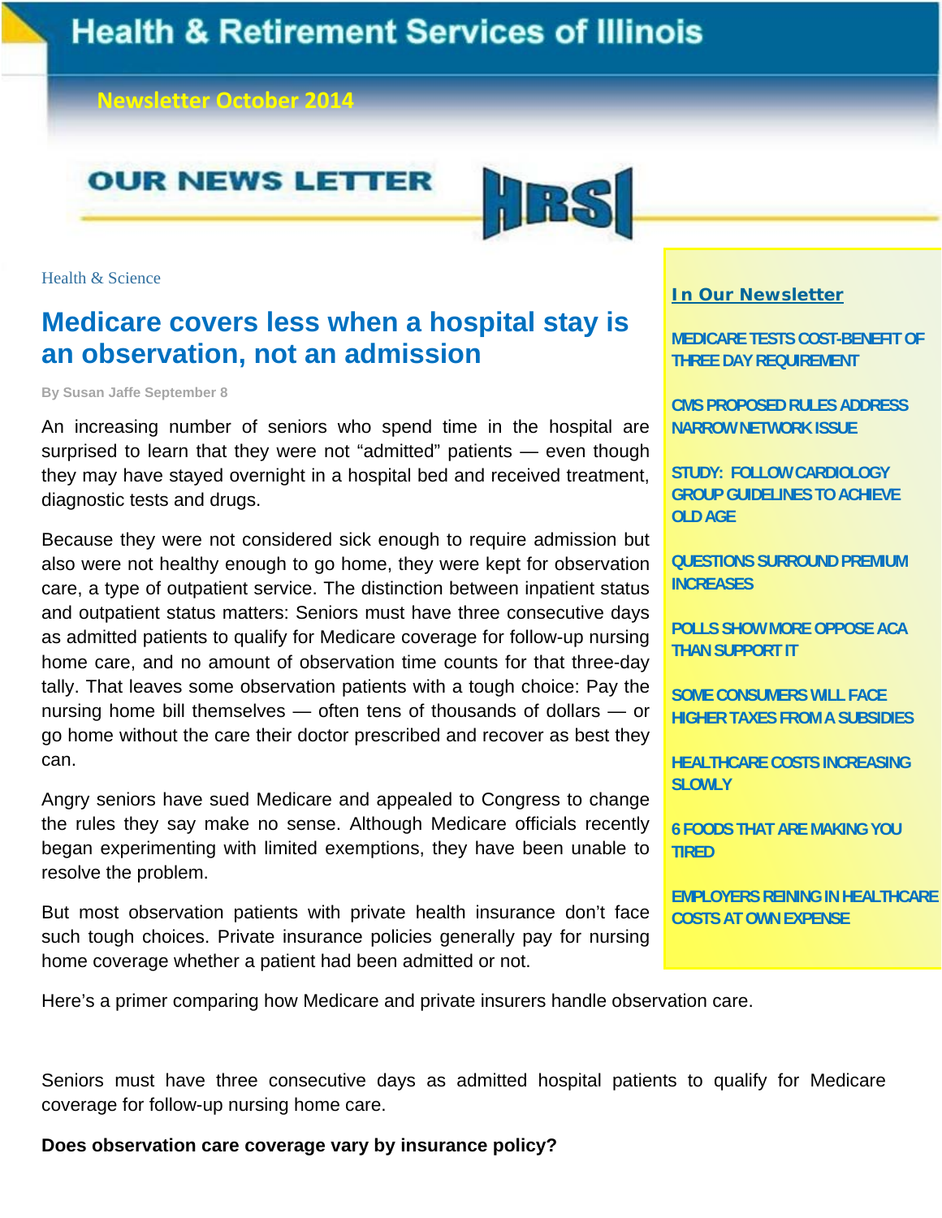# Health & Retirement Services of Illinois

**Newsletter October 2014**

## OUR NEWS LETTER HRSI

### In Our Newsletter

- MEDICARE TESTS COST-BENEFIT OF THREE DAY REQUIREMENT
- CMS PROPOSED RULES ADDRESS NARROW NETWORK ISSUE
- STUDY: FOLLOW CARDIOLOGY GROUP GUIDELINES TO ACHIEVE OLD AGE
- QUESTIONS SURROUND PREMIUM INCREASES
- POLLS SHOW MORE OPPOSE ACA THAN SUPPORT IT
- SOME CONSUMERS WILL FACE HIGHER TAXES FROM A SUBSIDIES
- HEALTHCARE COSTS INCREASING SLOWLY
- 6 FOODS THAT ARE MAKING YOU TIRED
- EMPLOYERS REINING IN HEALTHCARE COSTS AT OWN EXPENSE

Health & Science

## Medicare covers less when a hospital stay is an observation, not an admission

By Susan Jaffe September 8

An increasing number of seniors who spend time in the hospital are surprised to learn that they were not "admitted" patients — even though they may have stayed overnight in a hospital bed and received treatment, diagnostic tests and drugs.

Because they were not considered sick enough to require admission but also were not healthy enough to go home, they were kept for observation care, a type of outpatient service. The distinction between inpatient status and outpatient status matters: Seniors must have three consecutive days as admitted patients to qualify for Medicare coverage for follow-up nursing home care, and no amount of observation time counts for that three-day tally. That leaves some observation patients with a tough choice: Pay the nursing home bill themselves — often tens of thousands of dollars — or go home without the care their doctor prescribed and recover as best they can.

Angry seniors have sued Medicare and appealed to Congress to change the rules they say make no sense. Although Medicare officials recently began experimenting with limited exemptions, they have been unable to resolve the problem.

But most observation patients with private health insurance don't face such tough choices. Private insurance policies generally pay for nursing home coverage whether a patient had been admitted or not.

Here's a primer comparing how Medicare and private insurers handle observation care.

Seniors must have three consecutive days as admitted hospital patients to qualify for Medicare coverage for follow-up nursing home care.

**Does observation care coverage vary by insurance policy?**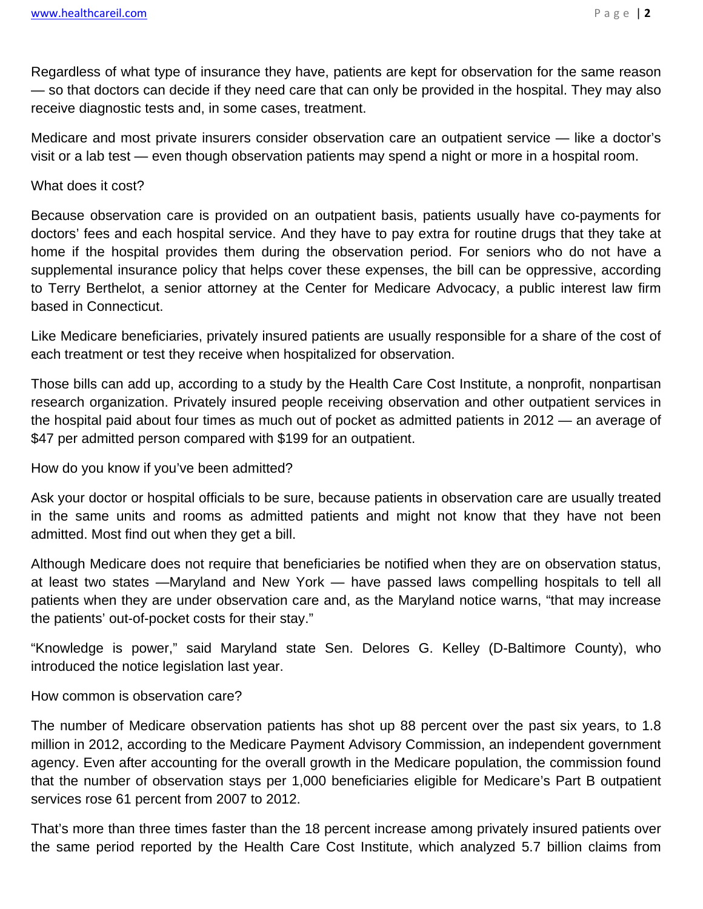Regardless of what type of insurance they have, patients are kept for observation for the same reason — so that doctors can decide if they need care that can only be provided in the hospital. They may also receive diagnostic tests and, in some cases, treatment.

Medicare and most private insurers consider observation care an outpatient service — like a doctor's visit or a lab test — even though observation patients may spend a night or more in a hospital room.

## What does it cost?

Because observation care is provided on an outpatient basis, patients usually have co-payments for doctors' fees and each hospital service. And they have to pay extra for routine drugs that they take at home if the hospital provides them during the observation period. For seniors who do not have a supplemental insurance policy that helps cover these expenses, the bill can be oppressive, according to Terry Berthelot, a senior attorney at the Center for Medicare Advocacy, a public interest law firm based in Connecticut.

Like Medicare beneficiaries, privately insured patients are usually responsible for a share of the cost of each treatment or test they receive when hospitalized for observation.

Those bills can add up, according to a study by the Health Care Cost Institute, a nonprofit, nonpartisan research organization. Privately insured people receiving observation and other outpatient services in the hospital paid about four times as much out of pocket as admitted patients in 2012 — an average of $47 per admitted person compared with $199 for an outpatient.

## How do you know if you've been admitted?

Ask your doctor or hospital officials to be sure, because patients in observation care are usually treated in the same units and rooms as admitted patients and might not know that they have not been admitted. Most find out when they get a bill.

Although Medicare does not require that beneficiaries be notified when they are on observation status, at least two states —Maryland and New York — have passed laws compelling hospitals to tell all patients when they are under observation care and, as the Maryland notice warns, "that may increase the patients' out-of-pocket costs for their stay."

"Knowledge is power," said Maryland state Sen. Delores G. Kelley (D-Baltimore County), who introduced the notice legislation last year.

## How common is observation care?

The number of Medicare observation patients has shot up 88 percent over the past six years, to 1.8 million in 2012, according to the Medicare Payment Advisory Commission, an independent government agency. Even after accounting for the overall growth in the Medicare population, the commission found that the number of observation stays per 1,000 beneficiaries eligible for Medicare's Part B outpatient services rose 61 percent from 2007 to 2012.

That's more than three times faster than the 18 percent increase among privately insured patients over the same period reported by the Health Care Cost Institute, which analyzed 5.7 billion claims from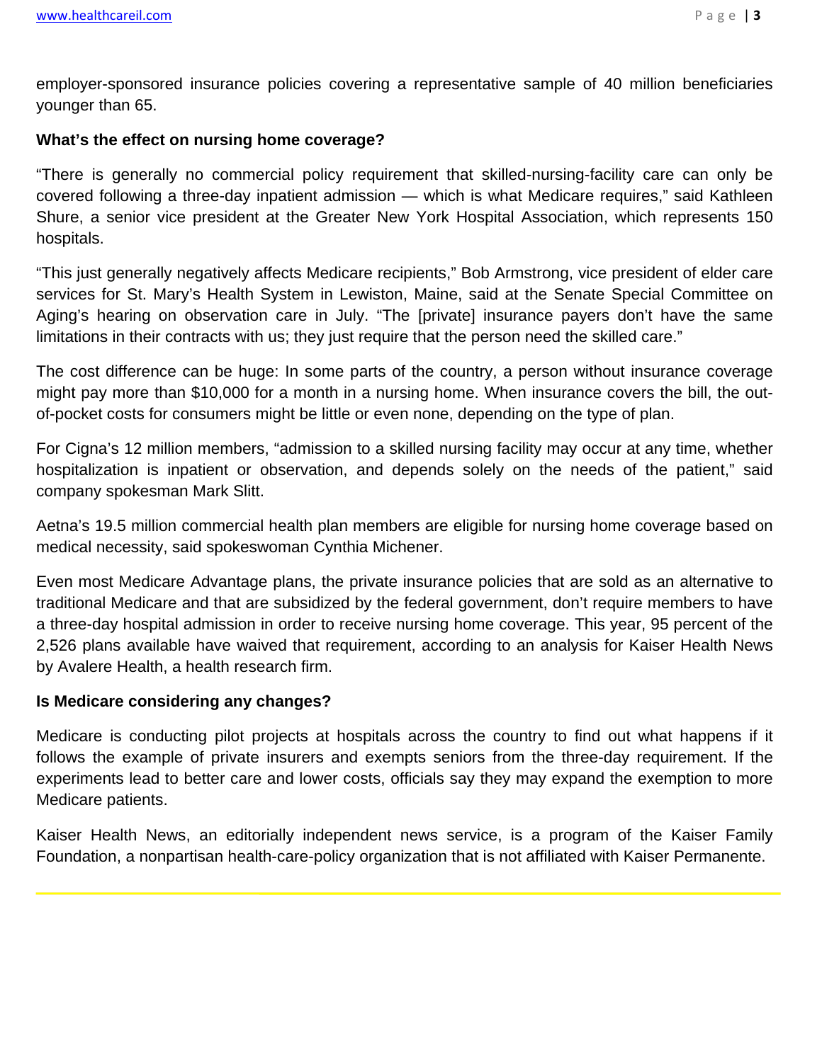employer-sponsored insurance policies covering a representative sample of 40 million beneficiaries younger than 65.

**What's the effect on nursing home coverage?**

"There is generally no commercial policy requirement that skilled-nursing-facility care can only be covered following a three-day inpatient admission — which is what Medicare requires," said Kathleen Shure, a senior vice president at the Greater New York Hospital Association, which represents 150 hospitals.

"This just generally negatively affects Medicare recipients," Bob Armstrong, vice president of elder care services for St. Mary's Health System in Lewiston, Maine, said at the Senate Special Committee on Aging's hearing on observation care in July. "The [private] insurance payers don't have the same limitations in their contracts with us; they just require that the person need the skilled care."

The cost difference can be huge: In some parts of the country, a person without insurance coverage might pay more than $10,000 for a month in a nursing home. When insurance covers the bill, the out-of-pocket costs for consumers might be little or even none, depending on the type of plan.

For Cigna's 12 million members, "admission to a skilled nursing facility may occur at any time, whether hospitalization is inpatient or observation, and depends solely on the needs of the patient," said company spokesman Mark Slitt.

Aetna's 19.5 million commercial health plan members are eligible for nursing home coverage based on medical necessity, said spokeswoman Cynthia Michener.

Even most Medicare Advantage plans, the private insurance policies that are sold as an alternative to traditional Medicare and that are subsidized by the federal government, don't require members to have a three-day hospital admission in order to receive nursing home coverage. This year, 95 percent of the 2,526 plans available have waived that requirement, according to an analysis for Kaiser Health News by Avalere Health, a health research firm.

**Is Medicare considering any changes?**

Medicare is conducting pilot projects at hospitals across the country to find out what happens if it follows the example of private insurers and exempts seniors from the three-day requirement. If the experiments lead to better care and lower costs, officials say they may expand the exemption to more Medicare patients.

Kaiser Health News, an editorially independent news service, is a program of the Kaiser Family Foundation, a nonpartisan health-care-policy organization that is not affiliated with Kaiser Permanente.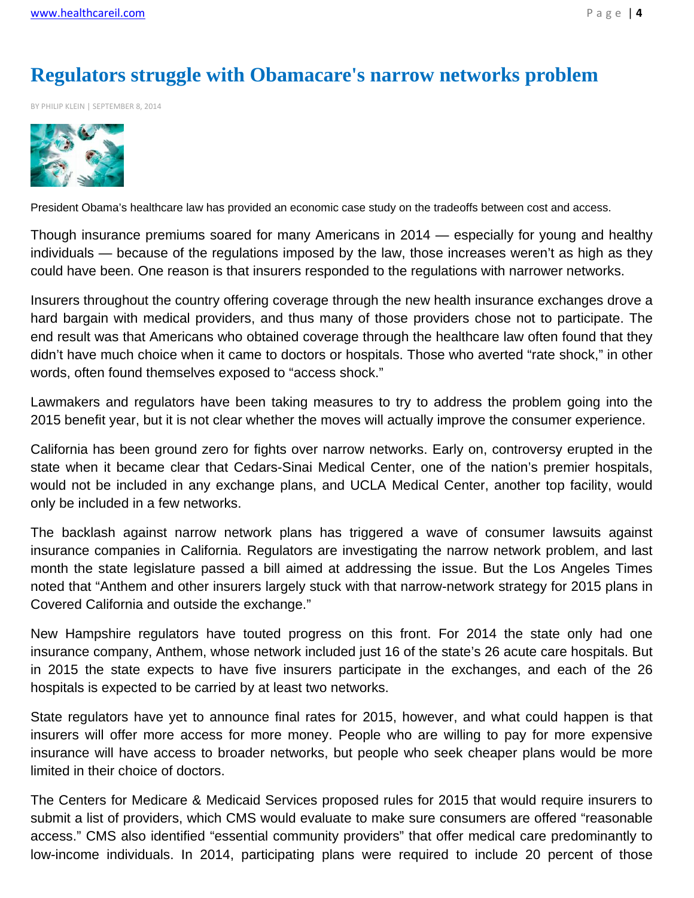# Regulators struggle with Obamacare's narrow networks problem

BY PHILIP KLEIN | SEPTEMBER 8, 2014

President Obama's healthcare law has provided an economic case study on the tradeoffs between cost and access.

Though insurance premiums soared for many Americans in 2014 — especially for young and healthy individuals — because of the regulations imposed by the law, those increases weren't as high as they could have been. One reason is that insurers responded to the regulations with narrower networks.

Insurers throughout the country offering coverage through the new health insurance exchanges drove a hard bargain with medical providers, and thus many of those providers chose not to participate. The end result was that Americans who obtained coverage through the healthcare law often found that they didn't have much choice when it came to doctors or hospitals. Those who averted "rate shock," in other words, often found themselves exposed to "access shock."

Lawmakers and regulators have been taking measures to try to address the problem going into the 2015 benefit year, but it is not clear whether the moves will actually improve the consumer experience.

California has been ground zero for fights over narrow networks. Early on, controversy erupted in the state when it became clear that Cedars-Sinai Medical Center, one of the nation's premier hospitals, would not be included in any exchange plans, and UCLA Medical Center, another top facility, would only be included in a few networks.

The backlash against narrow network plans has triggered a wave of consumer lawsuits against insurance companies in California. Regulators are investigating the narrow network problem, and last month the state legislature passed a bill aimed at addressing the issue. But the Los Angeles Times noted that "Anthem and other insurers largely stuck with that narrow-network strategy for 2015 plans in Covered California and outside the exchange."

New Hampshire regulators have touted progress on this front. For 2014 the state only had one insurance company, Anthem, whose network included just 16 of the state's 26 acute care hospitals. But in 2015 the state expects to have five insurers participate in the exchanges, and each of the 26 hospitals is expected to be carried by at least two networks.

State regulators have yet to announce final rates for 2015, however, and what could happen is that insurers will offer more access for more money. People who are willing to pay for more expensive insurance will have access to broader networks, but people who seek cheaper plans would be more limited in their choice of doctors.

The Centers for Medicare & Medicaid Services proposed rules for 2015 that would require insurers to submit a list of providers, which CMS would evaluate to make sure consumers are offered "reasonable access." CMS also identified "essential community providers" that offer medical care predominantly to low-income individuals. In 2014, participating plans were required to include 20 percent of those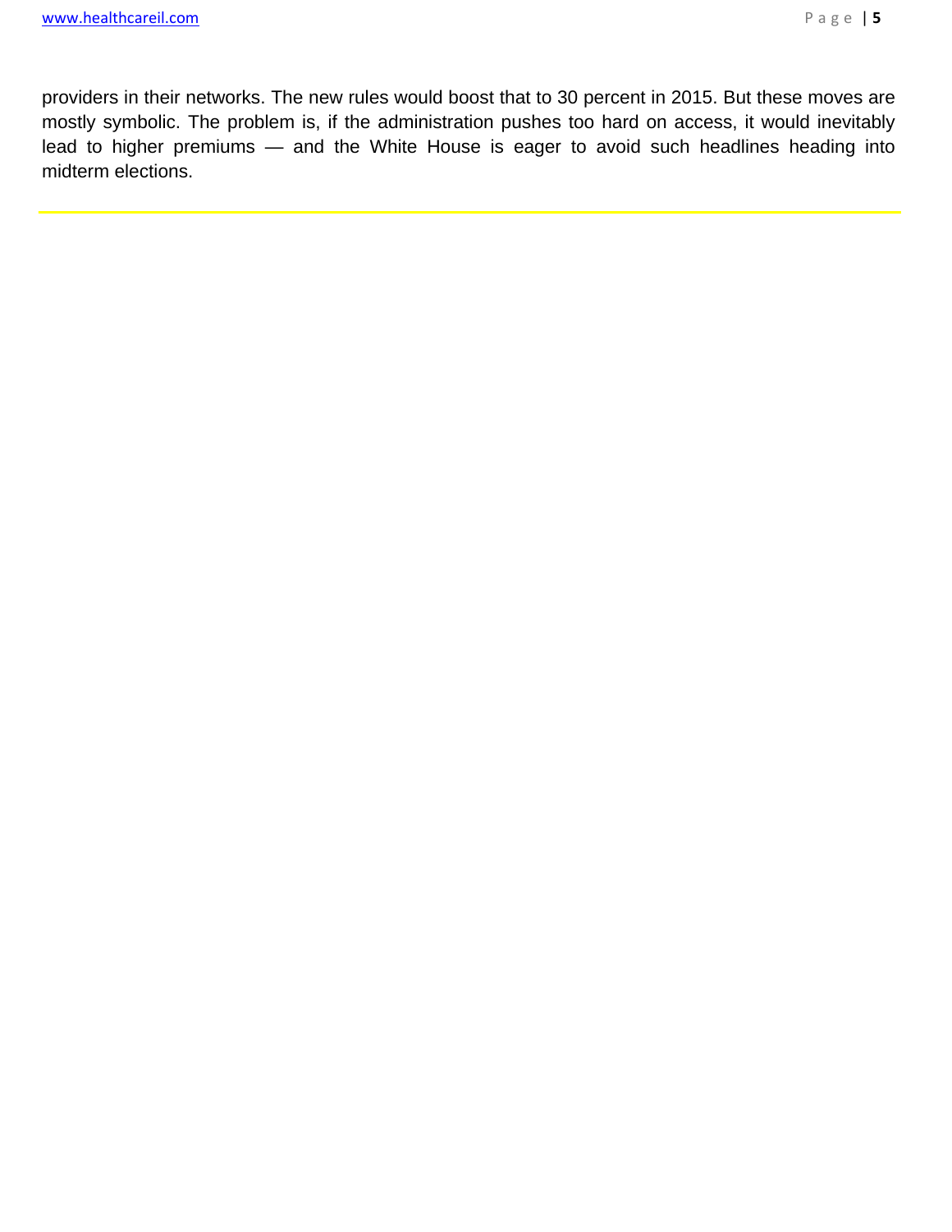providers in their networks. The new rules would boost that to 30 percent in 2015. But these moves are mostly symbolic. The problem is, if the administration pushes too hard on access, it would inevitably lead to higher premiums — and the White House is eager to avoid such headlines heading into midterm elections.

---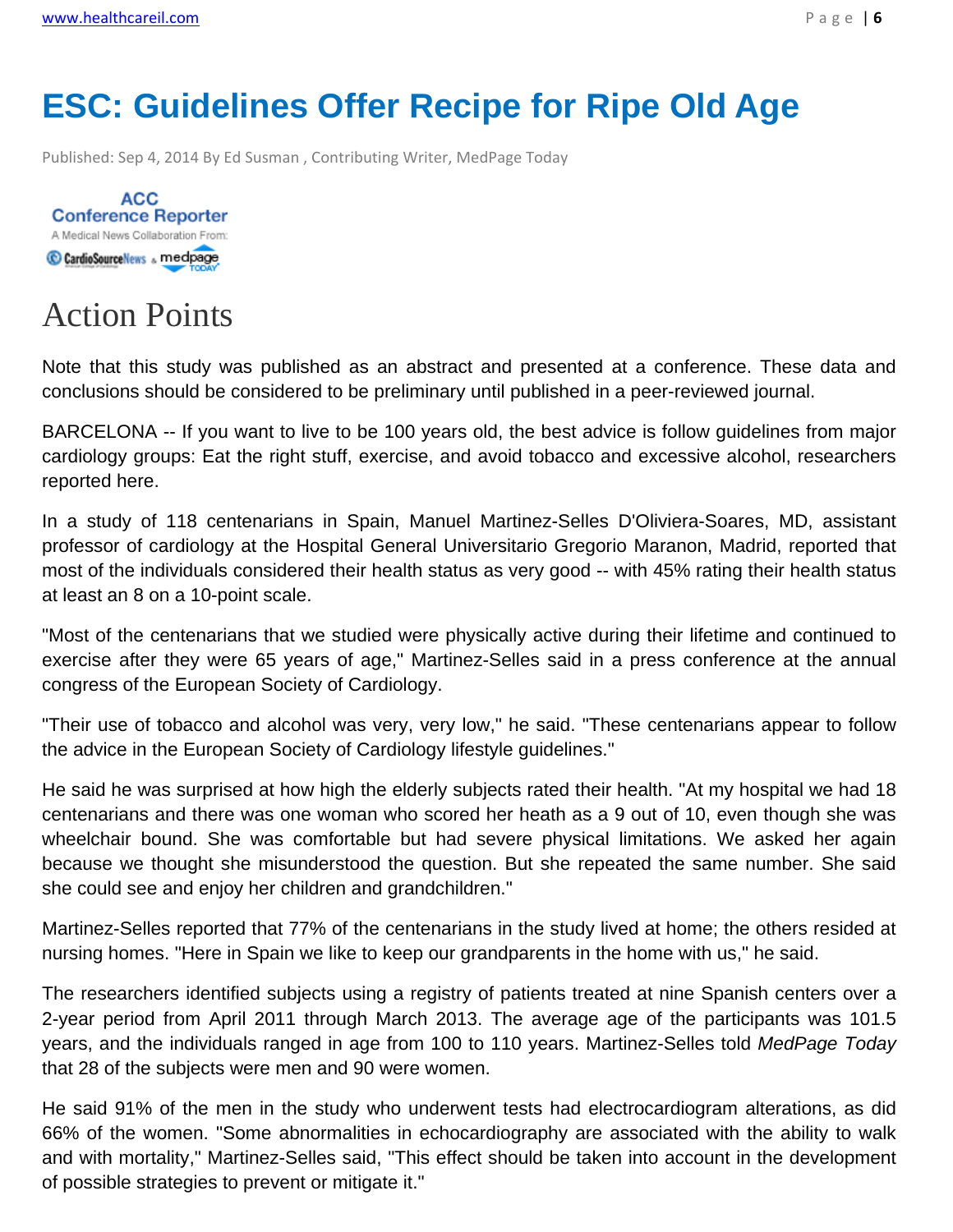# ESC: Guidelines Offer Recipe for Ripe Old Age

Published: Sep 4, 2014 By Ed Susman , Contributing Writer, MedPage Today

ACC Conference Reporter
A Medical News Collaboration From: CardioSourceNews & medpage TODAY

## Action Points

Note that this study was published as an abstract and presented at a conference. These data and conclusions should be considered to be preliminary until published in a peer-reviewed journal.

BARCELONA -- If you want to live to be 100 years old, the best advice is follow guidelines from major cardiology groups: Eat the right stuff, exercise, and avoid tobacco and excessive alcohol, researchers reported here.

In a study of 118 centenarians in Spain, Manuel Martinez-Selles D'Oliviera-Soares, MD, assistant professor of cardiology at the Hospital General Universitario Gregorio Maranon, Madrid, reported that most of the individuals considered their health status as very good -- with 45% rating their health status at least an 8 on a 10-point scale.

"Most of the centenarians that we studied were physically active during their lifetime and continued to exercise after they were 65 years of age," Martinez-Selles said in a press conference at the annual congress of the European Society of Cardiology.

"Their use of tobacco and alcohol was very, very low," he said. "These centenarians appear to follow the advice in the European Society of Cardiology lifestyle guidelines."

He said he was surprised at how high the elderly subjects rated their health. "At my hospital we had 18 centenarians and there was one woman who scored her heath as a 9 out of 10, even though she was wheelchair bound. She was comfortable but had severe physical limitations. We asked her again because we thought she misunderstood the question. But she repeated the same number. She said she could see and enjoy her children and grandchildren."

Martinez-Selles reported that 77% of the centenarians in the study lived at home; the others resided at nursing homes. "Here in Spain we like to keep our grandparents in the home with us," he said.

The researchers identified subjects using a registry of patients treated at nine Spanish centers over a 2-year period from April 2011 through March 2013. The average age of the participants was 101.5 years, and the individuals ranged in age from 100 to 110 years. Martinez-Selles told *MedPage Today* that 28 of the subjects were men and 90 were women.

He said 91% of the men in the study who underwent tests had electrocardiogram alterations, as did 66% of the women. "Some abnormalities in echocardiography are associated with the ability to walk and with mortality," Martinez-Selles said, "This effect should be taken into account in the development of possible strategies to prevent or mitigate it."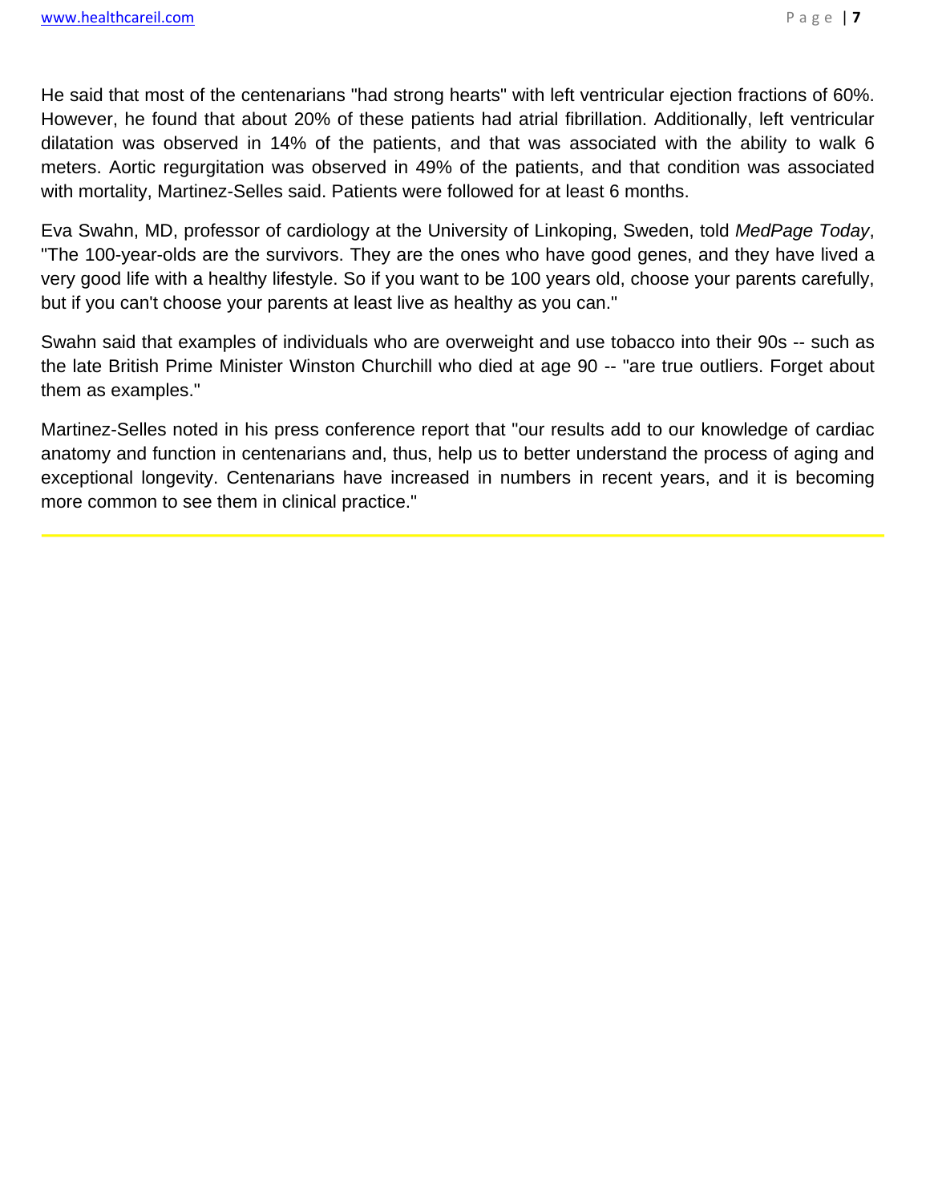He said that most of the centenarians "had strong hearts" with left ventricular ejection fractions of 60%. However, he found that about 20% of these patients had atrial fibrillation. Additionally, left ventricular dilatation was observed in 14% of the patients, and that was associated with the ability to walk 6 meters. Aortic regurgitation was observed in 49% of the patients, and that condition was associated with mortality, Martinez-Selles said. Patients were followed for at least 6 months.

Eva Swahn, MD, professor of cardiology at the University of Linkoping, Sweden, told *MedPage Today*, "The 100-year-olds are the survivors. They are the ones who have good genes, and they have lived a very good life with a healthy lifestyle. So if you want to be 100 years old, choose your parents carefully, but if you can't choose your parents at least live as healthy as you can."

Swahn said that examples of individuals who are overweight and use tobacco into their 90s -- such as the late British Prime Minister Winston Churchill who died at age 90 -- "are true outliers. Forget about them as examples."

Martinez-Selles noted in his press conference report that "our results add to our knowledge of cardiac anatomy and function in centenarians and, thus, help us to better understand the process of aging and exceptional longevity. Centenarians have increased in numbers in recent years, and it is becoming more common to see them in clinical practice."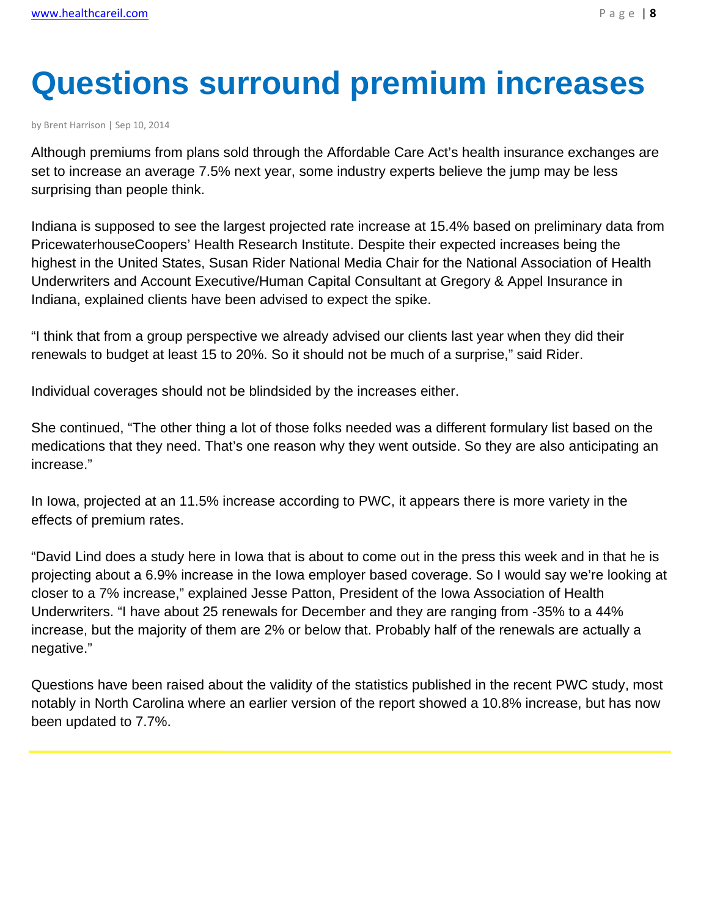# Questions surround premium increases

by Brent Harrison | Sep 10, 2014

Although premiums from plans sold through the Affordable Care Act's health insurance exchanges are set to increase an average 7.5% next year, some industry experts believe the jump may be less surprising than people think.

Indiana is supposed to see the largest projected rate increase at 15.4% based on preliminary data from PricewaterhouseCoopers' Health Research Institute. Despite their expected increases being the highest in the United States, Susan Rider National Media Chair for the National Association of Health Underwriters and Account Executive/Human Capital Consultant at Gregory & Appel Insurance in Indiana, explained clients have been advised to expect the spike.

"I think that from a group perspective we already advised our clients last year when they did their renewals to budget at least 15 to 20%. So it should not be much of a surprise," said Rider.

Individual coverages should not be blindsided by the increases either.

She continued, "The other thing a lot of those folks needed was a different formulary list based on the medications that they need. That's one reason why they went outside. So they are also anticipating an increase."

In Iowa, projected at an 11.5% increase according to PWC, it appears there is more variety in the effects of premium rates.

"David Lind does a study here in Iowa that is about to come out in the press this week and in that he is projecting about a 6.9% increase in the Iowa employer based coverage. So I would say we're looking at closer to a 7% increase," explained Jesse Patton, President of the Iowa Association of Health Underwriters. "I have about 25 renewals for December and they are ranging from -35% to a 44% increase, but the majority of them are 2% or below that. Probably half of the renewals are actually a negative."

Questions have been raised about the validity of the statistics published in the recent PWC study, most notably in North Carolina where an earlier version of the report showed a 10.8% increase, but has now been updated to 7.7%.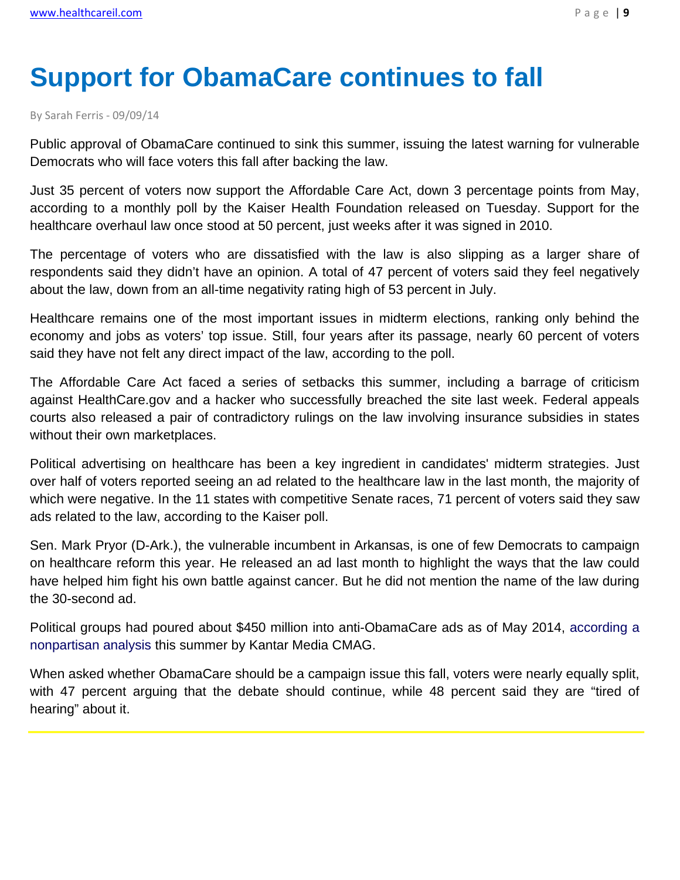# Support for ObamaCare continues to fall

By Sarah Ferris - 09/09/14

Public approval of ObamaCare continued to sink this summer, issuing the latest warning for vulnerable Democrats who will face voters this fall after backing the law.

Just 35 percent of voters now support the Affordable Care Act, down 3 percentage points from May, according to a monthly poll by the Kaiser Health Foundation released on Tuesday. Support for the healthcare overhaul law once stood at 50 percent, just weeks after it was signed in 2010.

The percentage of voters who are dissatisfied with the law is also slipping as a larger share of respondents said they didn't have an opinion. A total of 47 percent of voters said they feel negatively about the law, down from an all-time negativity rating high of 53 percent in July.

Healthcare remains one of the most important issues in midterm elections, ranking only behind the economy and jobs as voters' top issue. Still, four years after its passage, nearly 60 percent of voters said they have not felt any direct impact of the law, according to the poll.

The Affordable Care Act faced a series of setbacks this summer, including a barrage of criticism against HealthCare.gov and a hacker who successfully breached the site last week. Federal appeals courts also released a pair of contradictory rulings on the law involving insurance subsidies in states without their own marketplaces.

Political advertising on healthcare has been a key ingredient in candidates' midterm strategies. Just over half of voters reported seeing an ad related to the healthcare law in the last month, the majority of which were negative. In the 11 states with competitive Senate races, 71 percent of voters said they saw ads related to the law, according to the Kaiser poll.

Sen. Mark Pryor (D-Ark.), the vulnerable incumbent in Arkansas, is one of few Democrats to campaign on healthcare reform this year. He released an ad last month to highlight the ways that the law could have helped him fight his own battle against cancer. But he did not mention the name of the law during the 30-second ad.

Political groups had poured about $450 million into anti-ObamaCare ads as of May 2014, according a nonpartisan analysis this summer by Kantar Media CMAG.

When asked whether ObamaCare should be a campaign issue this fall, voters were nearly equally split, with 47 percent arguing that the debate should continue, while 48 percent said they are "tired of hearing" about it.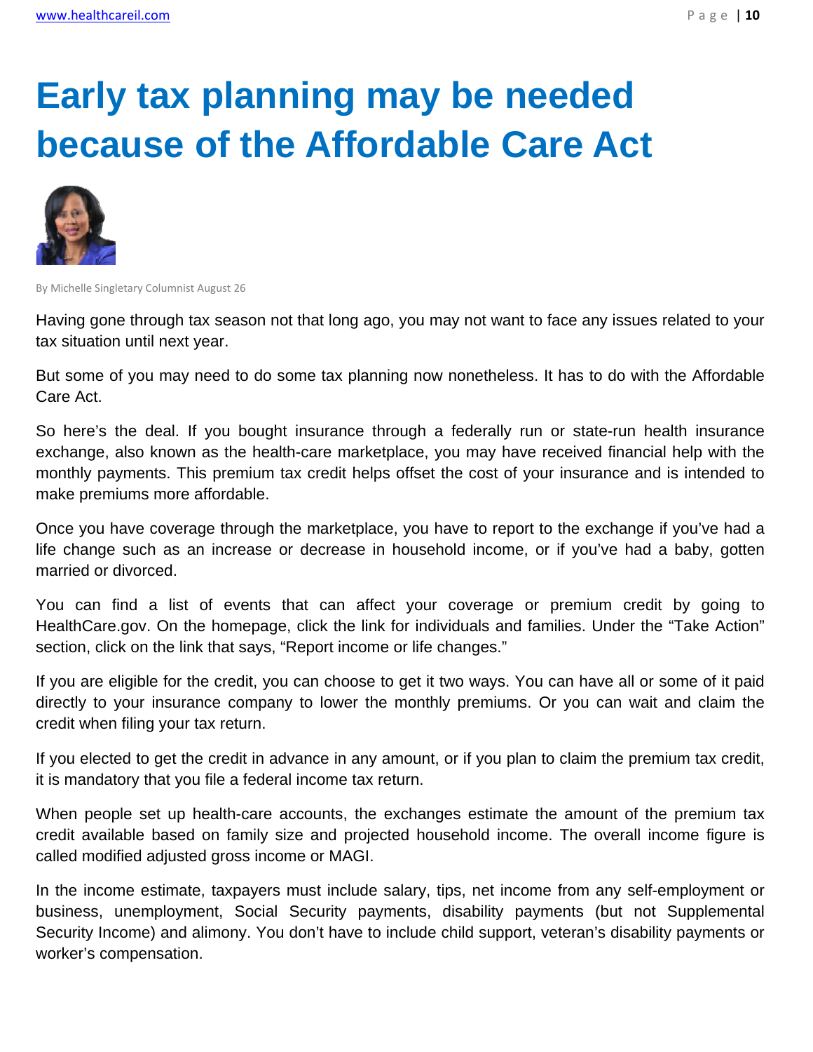# Early tax planning may be needed because of the Affordable Care Act

By Michelle Singletary Columnist August 26

Having gone through tax season not that long ago, you may not want to face any issues related to your tax situation until next year.

But some of you may need to do some tax planning now nonetheless. It has to do with the Affordable Care Act.

So here's the deal. If you bought insurance through a federally run or state-run health insurance exchange, also known as the health-care marketplace, you may have received financial help with the monthly payments. This premium tax credit helps offset the cost of your insurance and is intended to make premiums more affordable.

Once you have coverage through the marketplace, you have to report to the exchange if you've had a life change such as an increase or decrease in household income, or if you've had a baby, gotten married or divorced.

You can find a list of events that can affect your coverage or premium credit by going to HealthCare.gov. On the homepage, click the link for individuals and families. Under the "Take Action" section, click on the link that says, "Report income or life changes."

If you are eligible for the credit, you can choose to get it two ways. You can have all or some of it paid directly to your insurance company to lower the monthly premiums. Or you can wait and claim the credit when filing your tax return.

If you elected to get the credit in advance in any amount, or if you plan to claim the premium tax credit, it is mandatory that you file a federal income tax return.

When people set up health-care accounts, the exchanges estimate the amount of the premium tax credit available based on family size and projected household income. The overall income figure is called modified adjusted gross income or MAGI.

In the income estimate, taxpayers must include salary, tips, net income from any self-employment or business, unemployment, Social Security payments, disability payments (but not Supplemental Security Income) and alimony. You don't have to include child support, veteran's disability payments or worker's compensation.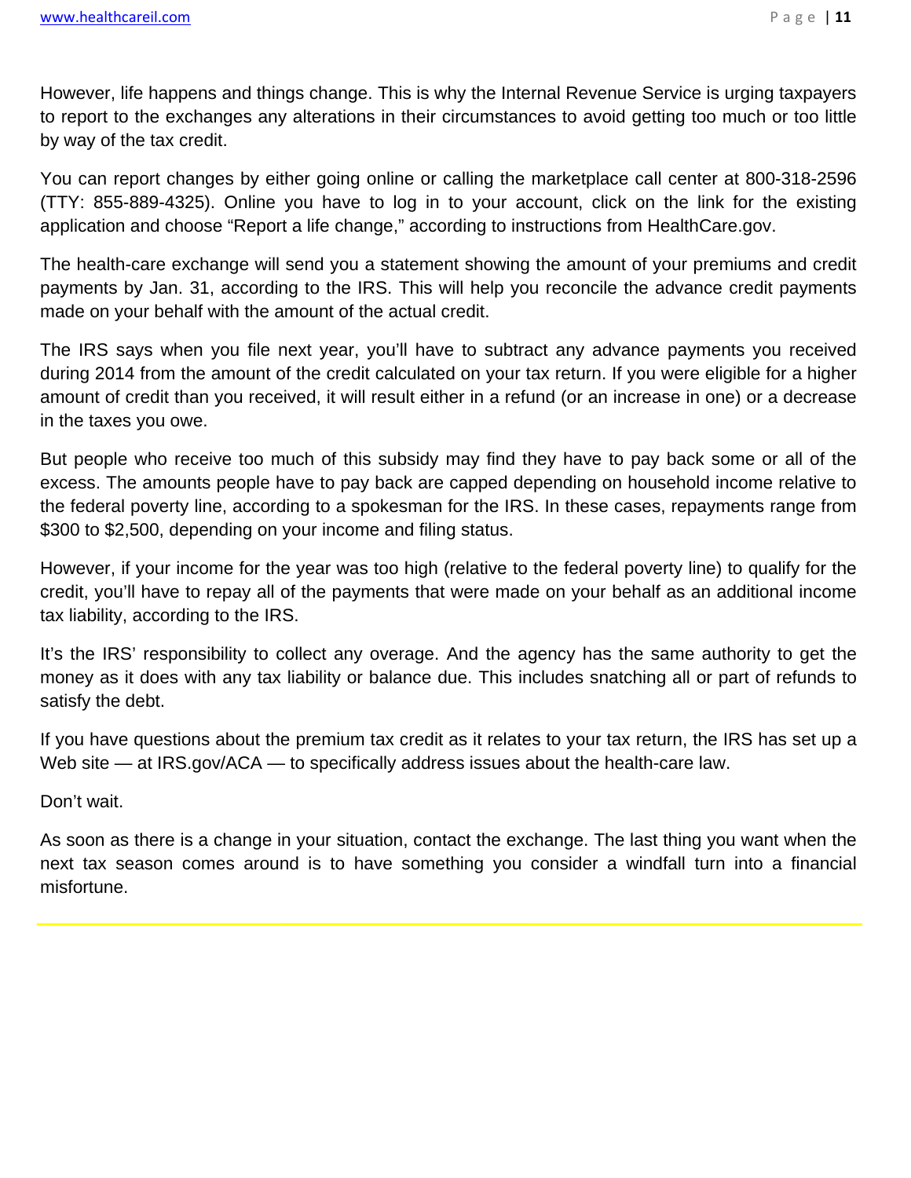However, life happens and things change. This is why the Internal Revenue Service is urging taxpayers to report to the exchanges any alterations in their circumstances to avoid getting too much or too little by way of the tax credit.

You can report changes by either going online or calling the marketplace call center at 800-318-2596 (TTY: 855-889-4325). Online you have to log in to your account, click on the link for the existing application and choose "Report a life change," according to instructions from HealthCare.gov.

The health-care exchange will send you a statement showing the amount of your premiums and credit payments by Jan. 31, according to the IRS. This will help you reconcile the advance credit payments made on your behalf with the amount of the actual credit.

The IRS says when you file next year, you'll have to subtract any advance payments you received during 2014 from the amount of the credit calculated on your tax return. If you were eligible for a higher amount of credit than you received, it will result either in a refund (or an increase in one) or a decrease in the taxes you owe.

But people who receive too much of this subsidy may find they have to pay back some or all of the excess. The amounts people have to pay back are capped depending on household income relative to the federal poverty line, according to a spokesman for the IRS. In these cases, repayments range from $300 to $2,500, depending on your income and filing status.

However, if your income for the year was too high (relative to the federal poverty line) to qualify for the credit, you'll have to repay all of the payments that were made on your behalf as an additional income tax liability, according to the IRS.

It's the IRS' responsibility to collect any overage. And the agency has the same authority to get the money as it does with any tax liability or balance due. This includes snatching all or part of refunds to satisfy the debt.

If you have questions about the premium tax credit as it relates to your tax return, the IRS has set up a Web site — at IRS.gov/ACA — to specifically address issues about the health-care law.

Don't wait.

As soon as there is a change in your situation, contact the exchange. The last thing you want when the next tax season comes around is to have something you consider a windfall turn into a financial misfortune.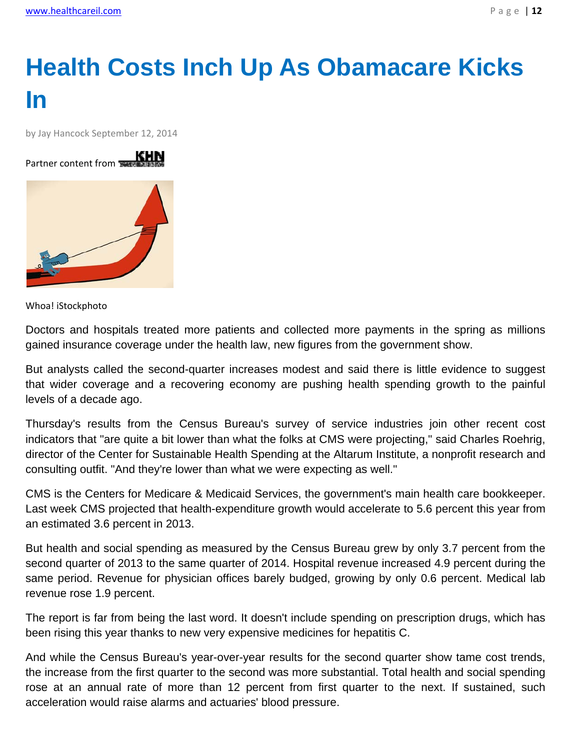# Health Costs Inch Up As Obamacare Kicks In

by Jay Hancock September 12, 2014

Partner content from KHN

Whoa! iStockphoto

Doctors and hospitals treated more patients and collected more payments in the spring as millions gained insurance coverage under the health law, new figures from the government show.

But analysts called the second-quarter increases modest and said there is little evidence to suggest that wider coverage and a recovering economy are pushing health spending growth to the painful levels of a decade ago.

Thursday's results from the Census Bureau's survey of service industries join other recent cost indicators that "are quite a bit lower than what the folks at CMS were projecting," said Charles Roehrig, director of the Center for Sustainable Health Spending at the Altarum Institute, a nonprofit research and consulting outfit. "And they're lower than what we were expecting as well."

CMS is the Centers for Medicare & Medicaid Services, the government's main health care bookkeeper. Last week CMS projected that health-expenditure growth would accelerate to 5.6 percent this year from an estimated 3.6 percent in 2013.

But health and social spending as measured by the Census Bureau grew by only 3.7 percent from the second quarter of 2013 to the same quarter of 2014. Hospital revenue increased 4.9 percent during the same period. Revenue for physician offices barely budged, growing by only 0.6 percent. Medical lab revenue rose 1.9 percent.

The report is far from being the last word. It doesn't include spending on prescription drugs, which has been rising this year thanks to new very expensive medicines for hepatitis C.

And while the Census Bureau's year-over-year results for the second quarter show tame cost trends, the increase from the first quarter to the second was more substantial. Total health and social spending rose at an annual rate of more than 12 percent from first quarter to the next. If sustained, such acceleration would raise alarms and actuaries' blood pressure.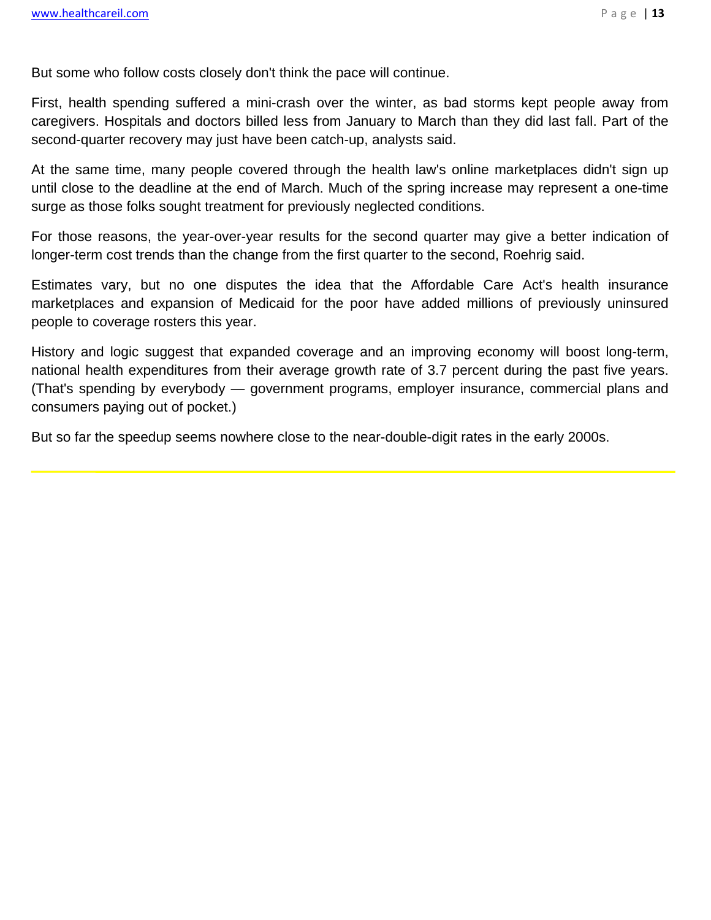But some who follow costs closely don't think the pace will continue.

First, health spending suffered a mini-crash over the winter, as bad storms kept people away from caregivers. Hospitals and doctors billed less from January to March than they did last fall. Part of the second-quarter recovery may just have been catch-up, analysts said.

At the same time, many people covered through the health law's online marketplaces didn't sign up until close to the deadline at the end of March. Much of the spring increase may represent a one-time surge as those folks sought treatment for previously neglected conditions.

For those reasons, the year-over-year results for the second quarter may give a better indication of longer-term cost trends than the change from the first quarter to the second, Roehrig said.

Estimates vary, but no one disputes the idea that the Affordable Care Act's health insurance marketplaces and expansion of Medicaid for the poor have added millions of previously uninsured people to coverage rosters this year.

History and logic suggest that expanded coverage and an improving economy will boost long-term, national health expenditures from their average growth rate of 3.7 percent during the past five years. (That's spending by everybody — government programs, employer insurance, commercial plans and consumers paying out of pocket.)

But so far the speedup seems nowhere close to the near-double-digit rates in the early 2000s.

---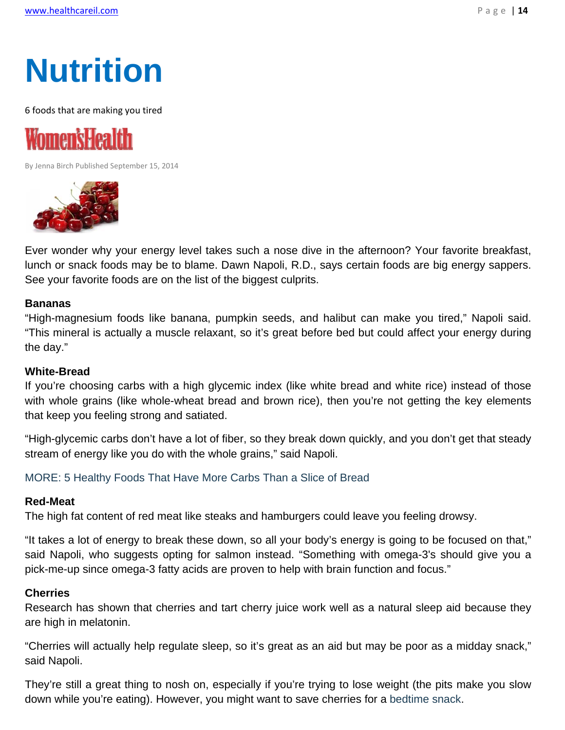# Nutrition

6 foods that are making you tired

Women'sHealth

By Jenna Birch Published September 15, 2014

Ever wonder why your energy level takes such a nose dive in the afternoon? Your favorite breakfast, lunch or snack foods may be to blame. Dawn Napoli, R.D., says certain foods are big energy sappers. See your favorite foods are on the list of the biggest culprits.

**Bananas**

"High-magnesium foods like banana, pumpkin seeds, and halibut can make you tired," Napoli said. "This mineral is actually a muscle relaxant, so it's great before bed but could affect your energy during the day."

**White-Bread**

If you're choosing carbs with a high glycemic index (like white bread and white rice) instead of those with whole grains (like whole-wheat bread and brown rice), then you're not getting the key elements that keep you feeling strong and satiated.

"High-glycemic carbs don't have a lot of fiber, so they break down quickly, and you don't get that steady stream of energy like you do with the whole grains," said Napoli.

MORE: 5 Healthy Foods That Have More Carbs Than a Slice of Bread

**Red-Meat**

The high fat content of red meat like steaks and hamburgers could leave you feeling drowsy.

"It takes a lot of energy to break these down, so all your body's energy is going to be focused on that," said Napoli, who suggests opting for salmon instead. "Something with omega-3's should give you a pick-me-up since omega-3 fatty acids are proven to help with brain function and focus."

**Cherries**

Research has shown that cherries and tart cherry juice work well as a natural sleep aid because they are high in melatonin.

"Cherries will actually help regulate sleep, so it's great as an aid but may be poor as a midday snack," said Napoli.

They're still a great thing to nosh on, especially if you're trying to lose weight (the pits make you slow down while you're eating). However, you might want to save cherries for a bedtime snack.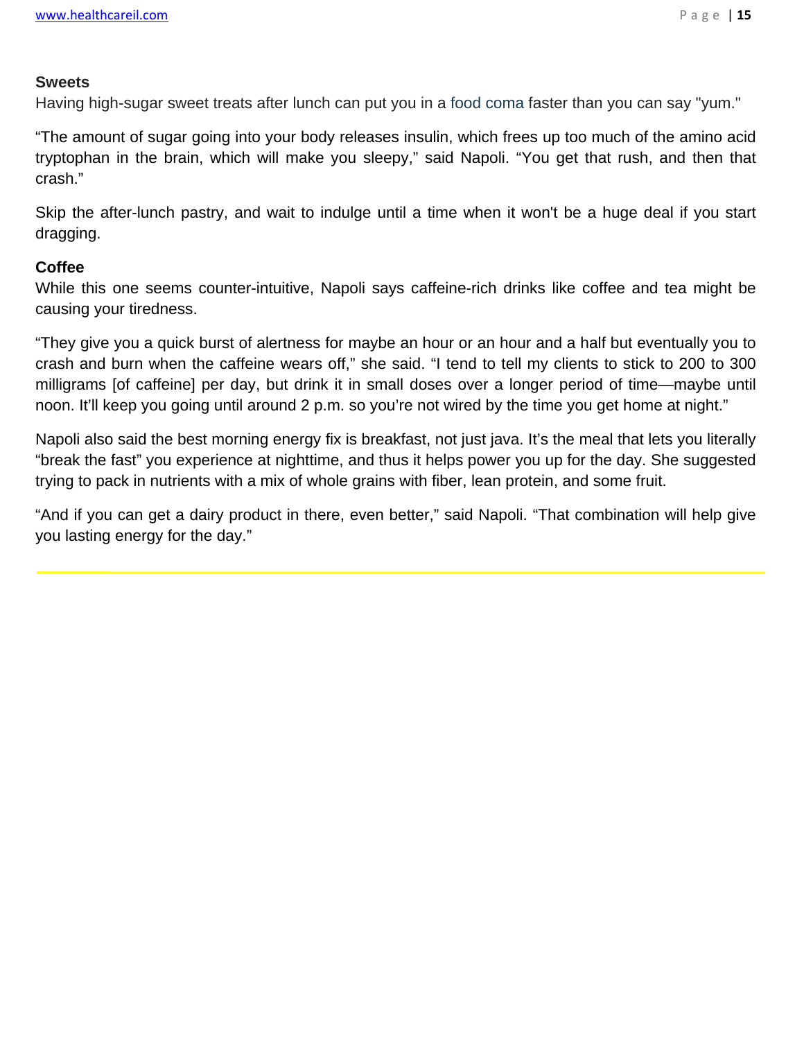**Sweets**

Having high-sugar sweet treats after lunch can put you in a food coma faster than you can say "yum."

“The amount of sugar going into your body releases insulin, which frees up too much of the amino acid tryptophan in the brain, which will make you sleepy,” said Napoli. “You get that rush, and then that crash.”

Skip the after-lunch pastry, and wait to indulge until a time when it won't be a huge deal if you start dragging.

**Coffee**

While this one seems counter-intuitive, Napoli says caffeine-rich drinks like coffee and tea might be causing your tiredness.

“They give you a quick burst of alertness for maybe an hour or an hour and a half but eventually you to crash and burn when the caffeine wears off,” she said. “I tend to tell my clients to stick to 200 to 300 milligrams [of caffeine] per day, but drink it in small doses over a longer period of time—maybe until noon. It’ll keep you going until around 2 p.m. so you’re not wired by the time you get home at night.”

Napoli also said the best morning energy fix is breakfast, not just java. It’s the meal that lets you literally “break the fast” you experience at nighttime, and thus it helps power you up for the day. She suggested trying to pack in nutrients with a mix of whole grains with fiber, lean protein, and some fruit.

“And if you can get a dairy product in there, even better,” said Napoli. “That combination will help give you lasting energy for the day.”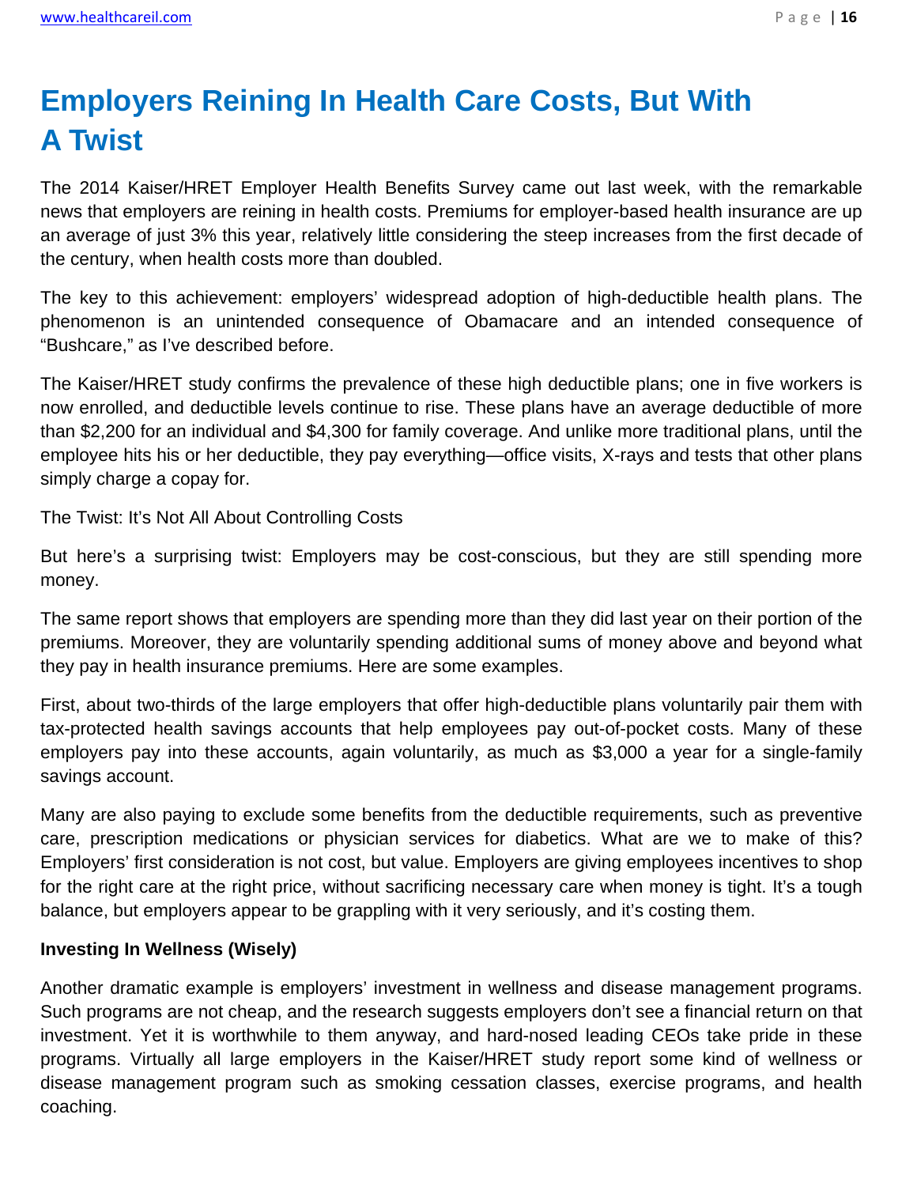# Employers Reining In Health Care Costs, But With A Twist

The 2014 Kaiser/HRET Employer Health Benefits Survey came out last week, with the remarkable news that employers are reining in health costs. Premiums for employer-based health insurance are up an average of just 3% this year, relatively little considering the steep increases from the first decade of the century, when health costs more than doubled.

The key to this achievement: employers' widespread adoption of high-deductible health plans. The phenomenon is an unintended consequence of Obamacare and an intended consequence of "Bushcare," as I've described before.

The Kaiser/HRET study confirms the prevalence of these high deductible plans; one in five workers is now enrolled, and deductible levels continue to rise. These plans have an average deductible of more than $2,200 for an individual and $4,300 for family coverage. And unlike more traditional plans, until the employee hits his or her deductible, they pay everything—office visits, X-rays and tests that other plans simply charge a copay for.

The Twist: It's Not All About Controlling Costs

But here's a surprising twist: Employers may be cost-conscious, but they are still spending more money.

The same report shows that employers are spending more than they did last year on their portion of the premiums. Moreover, they are voluntarily spending additional sums of money above and beyond what they pay in health insurance premiums. Here are some examples.

First, about two-thirds of the large employers that offer high-deductible plans voluntarily pair them with tax-protected health savings accounts that help employees pay out-of-pocket costs. Many of these employers pay into these accounts, again voluntarily, as much as $3,000 a year for a single-family savings account.

Many are also paying to exclude some benefits from the deductible requirements, such as preventive care, prescription medications or physician services for diabetics. What are we to make of this? Employers' first consideration is not cost, but value. Employers are giving employees incentives to shop for the right care at the right price, without sacrificing necessary care when money is tight. It's a tough balance, but employers appear to be grappling with it very seriously, and it's costing them.

**Investing In Wellness (Wisely)**

Another dramatic example is employers' investment in wellness and disease management programs. Such programs are not cheap, and the research suggests employers don't see a financial return on that investment. Yet it is worthwhile to them anyway, and hard-nosed leading CEOs take pride in these programs. Virtually all large employers in the Kaiser/HRET study report some kind of wellness or disease management program such as smoking cessation classes, exercise programs, and health coaching.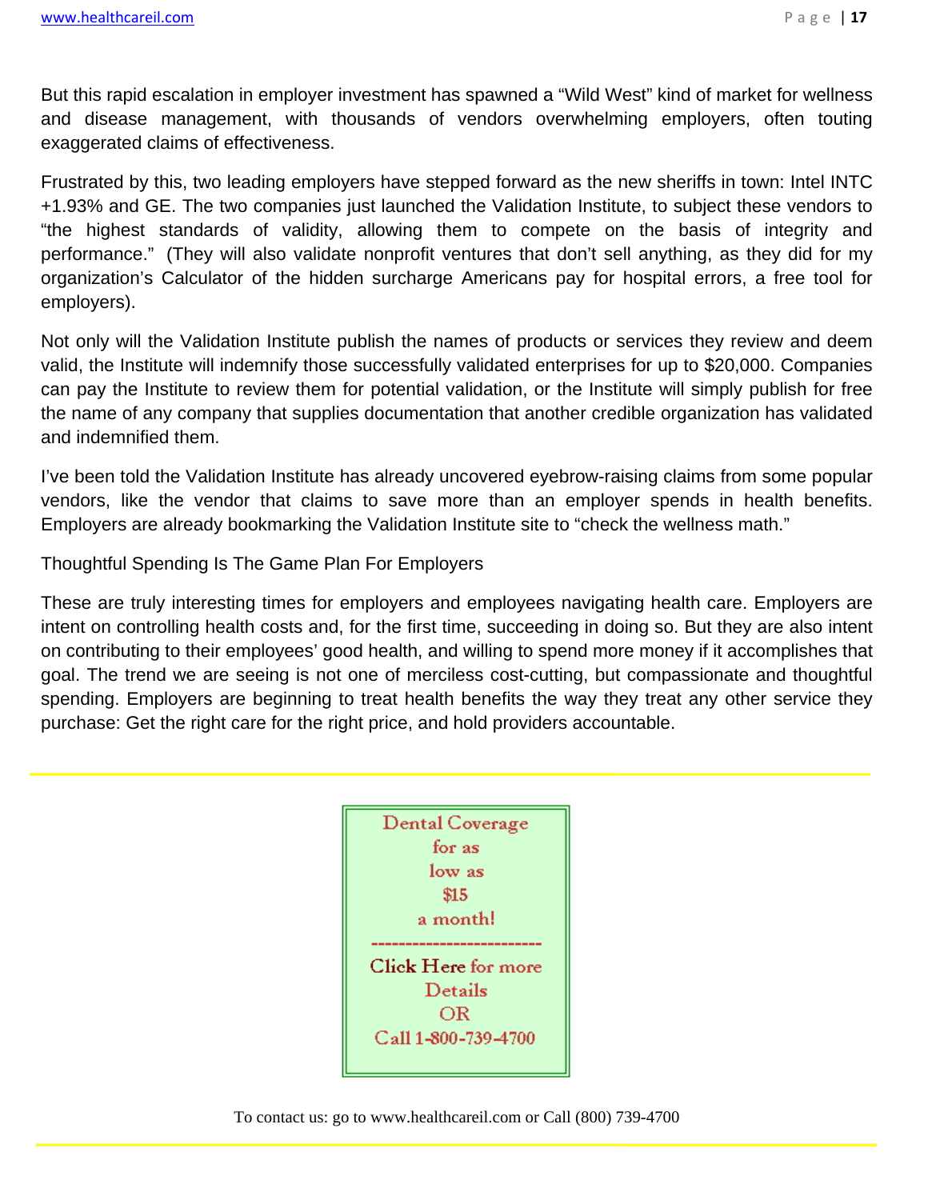But this rapid escalation in employer investment has spawned a "Wild West" kind of market for wellness and disease management, with thousands of vendors overwhelming employers, often touting exaggerated claims of effectiveness.

Frustrated by this, two leading employers have stepped forward as the new sheriffs in town: Intel INTC +1.93% and GE. The two companies just launched the Validation Institute, to subject these vendors to "the highest standards of validity, allowing them to compete on the basis of integrity and performance." (They will also validate nonprofit ventures that don't sell anything, as they did for my organization's Calculator of the hidden surcharge Americans pay for hospital errors, a free tool for employers).

Not only will the Validation Institute publish the names of products or services they review and deem valid, the Institute will indemnify those successfully validated enterprises for up to $20,000. Companies can pay the Institute to review them for potential validation, or the Institute will simply publish for free the name of any company that supplies documentation that another credible organization has validated and indemnified them.

I've been told the Validation Institute has already uncovered eyebrow-raising claims from some popular vendors, like the vendor that claims to save more than an employer spends in health benefits. Employers are already bookmarking the Validation Institute site to "check the wellness math."

## Thoughtful Spending Is The Game Plan For Employers

These are truly interesting times for employers and employees navigating health care. Employers are intent on controlling health costs and, for the first time, succeeding in doing so. But they are also intent on contributing to their employees' good health, and willing to spend more money if it accomplishes that goal. The trend we are seeing is not one of merciless cost-cutting, but compassionate and thoughtful spending. Employers are beginning to treat health benefits the way they treat any other service they purchase: Get the right care for the right price, and hold providers accountable.

---

Dental Coverage
for as
low as
$15
a month!

------------------------

Click Here for more
Details
OR
Call 1-800-739-4700

To contact us: go to www.healthcareil.com or Call (800) 739-4700